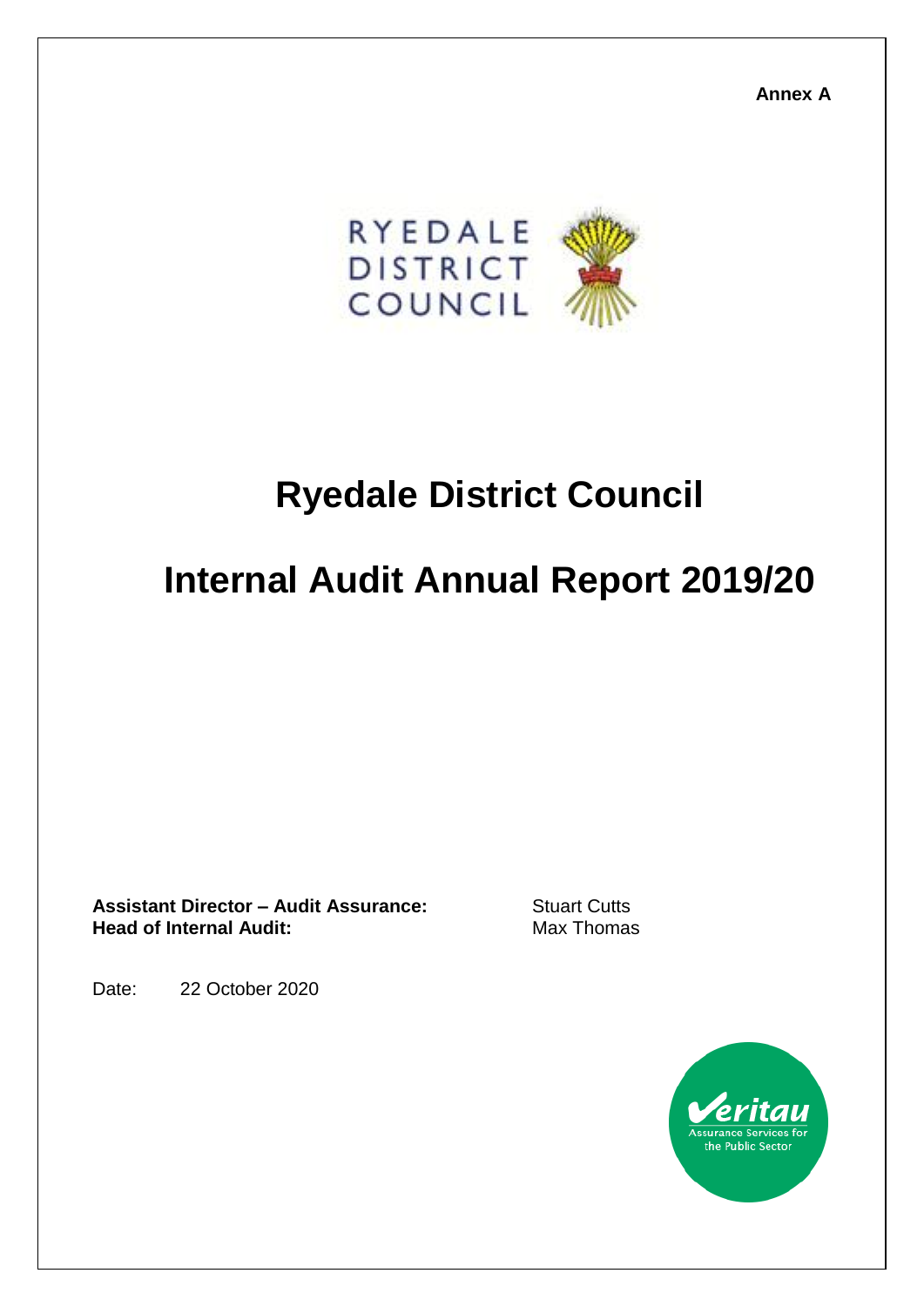**Annex A**

# Ryedale District Council

# Internal Audit Annual Report 2019/20

**Assistant Director – Audit Assurance:** Stuart Cutts
**Head of Internal Audit:** Max Thomas

Date: 22 October 2020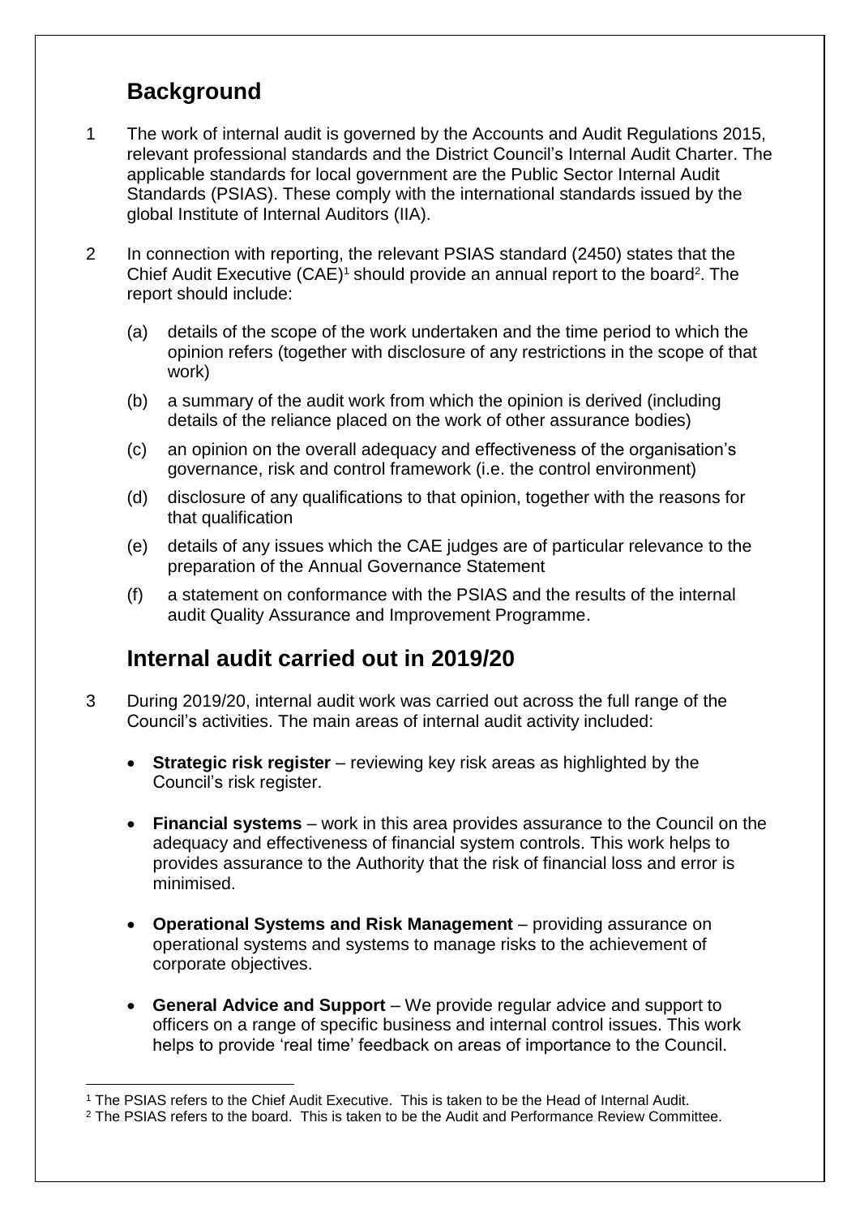## Background

1 The work of internal audit is governed by the Accounts and Audit Regulations 2015, relevant professional standards and the District Council's Internal Audit Charter. The applicable standards for local government are the Public Sector Internal Audit Standards (PSIAS). These comply with the international standards issued by the global Institute of Internal Auditors (IIA).

2 In connection with reporting, the relevant PSIAS standard (2450) states that the Chief Audit Executive (CAE)[1] should provide an annual report to the board[2]. The report should include:

(a) details of the scope of the work undertaken and the time period to which the opinion refers (together with disclosure of any restrictions in the scope of that work)

(b) a summary of the audit work from which the opinion is derived (including details of the reliance placed on the work of other assurance bodies)

(c) an opinion on the overall adequacy and effectiveness of the organisation's governance, risk and control framework (i.e. the control environment)

(d) disclosure of any qualifications to that opinion, together with the reasons for that qualification

(e) details of any issues which the CAE judges are of particular relevance to the preparation of the Annual Governance Statement

(f) a statement on conformance with the PSIAS and the results of the internal audit Quality Assurance and Improvement Programme.

## Internal audit carried out in 2019/20

3 During 2019/20, internal audit work was carried out across the full range of the Council's activities. The main areas of internal audit activity included:

- **Strategic risk register** – reviewing key risk areas as highlighted by the Council's risk register.
- **Financial systems** – work in this area provides assurance to the Council on the adequacy and effectiveness of financial system controls. This work helps to provides assurance to the Authority that the risk of financial loss and error is minimised.
- **Operational Systems and Risk Management** – providing assurance on operational systems and systems to manage risks to the achievement of corporate objectives.
- **General Advice and Support** – We provide regular advice and support to officers on a range of specific business and internal control issues. This work helps to provide 'real time' feedback on areas of importance to the Council.

[1] The PSIAS refers to the Chief Audit Executive. This is taken to be the Head of Internal Audit.

[2] The PSIAS refers to the board. This is taken to be the Audit and Performance Review Committee.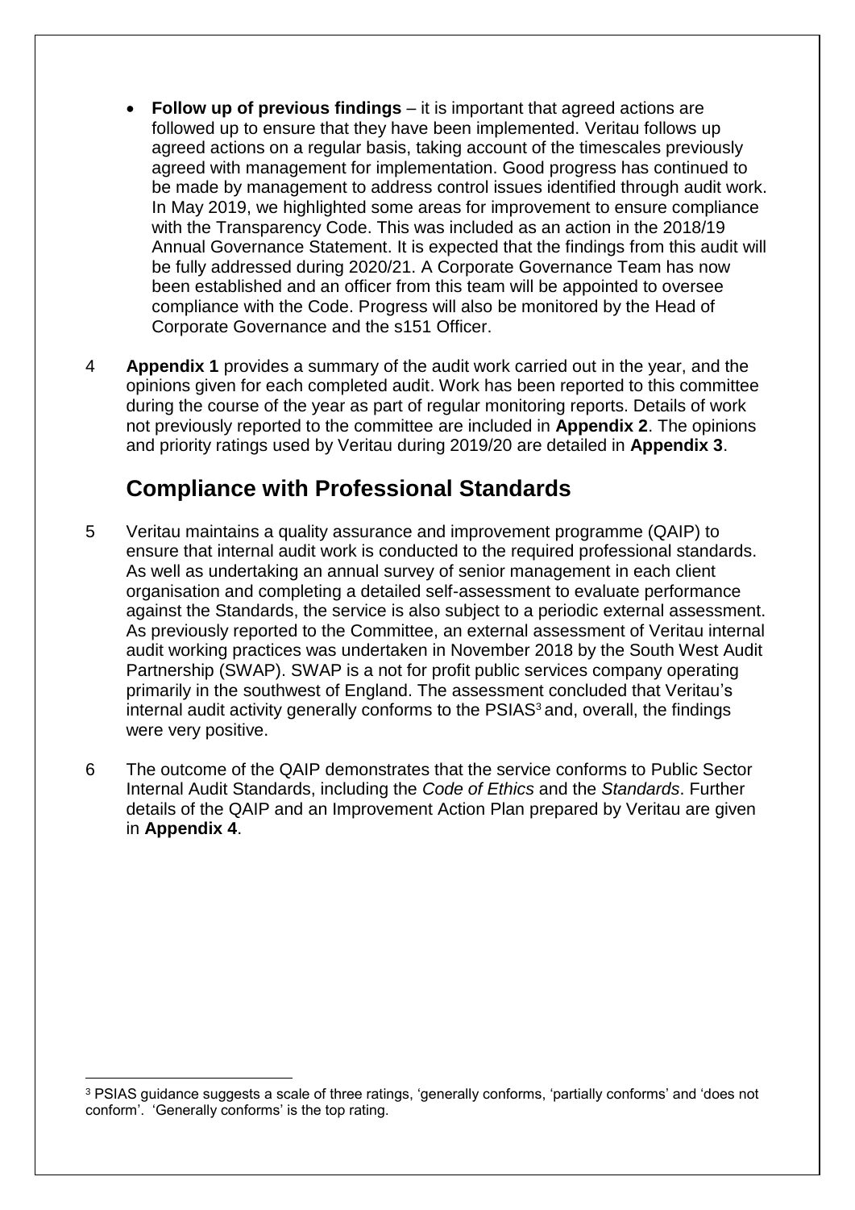- **Follow up of previous findings** – it is important that agreed actions are followed up to ensure that they have been implemented. Veritau follows up agreed actions on a regular basis, taking account of the timescales previously agreed with management for implementation. Good progress has continued to be made by management to address control issues identified through audit work. In May 2019, we highlighted some areas for improvement to ensure compliance with the Transparency Code. This was included as an action in the 2018/19 Annual Governance Statement. It is expected that the findings from this audit will be fully addressed during 2020/21. A Corporate Governance Team has now been established and an officer from this team will be appointed to oversee compliance with the Code. Progress will also be monitored by the Head of Corporate Governance and the s151 Officer.

4 **Appendix 1** provides a summary of the audit work carried out in the year, and the opinions given for each completed audit. Work has been reported to this committee during the course of the year as part of regular monitoring reports. Details of work not previously reported to the committee are included in **Appendix 2**. The opinions and priority ratings used by Veritau during 2019/20 are detailed in **Appendix 3**.

## Compliance with Professional Standards

5 Veritau maintains a quality assurance and improvement programme (QAIP) to ensure that internal audit work is conducted to the required professional standards. As well as undertaking an annual survey of senior management in each client organisation and completing a detailed self-assessment to evaluate performance against the Standards, the service is also subject to a periodic external assessment. As previously reported to the Committee, an external assessment of Veritau internal audit working practices was undertaken in November 2018 by the South West Audit Partnership (SWAP). SWAP is a not for profit public services company operating primarily in the southwest of England. The assessment concluded that Veritau's internal audit activity generally conforms to the PSIAS[3] and, overall, the findings were very positive.

6 The outcome of the QAIP demonstrates that the service conforms to Public Sector Internal Audit Standards, including the *Code of Ethics* and the *Standards*. Further details of the QAIP and an Improvement Action Plan prepared by Veritau are given in **Appendix 4**.

---

[3] PSIAS guidance suggests a scale of three ratings, 'generally conforms, 'partially conforms' and 'does not conform'. 'Generally conforms' is the top rating.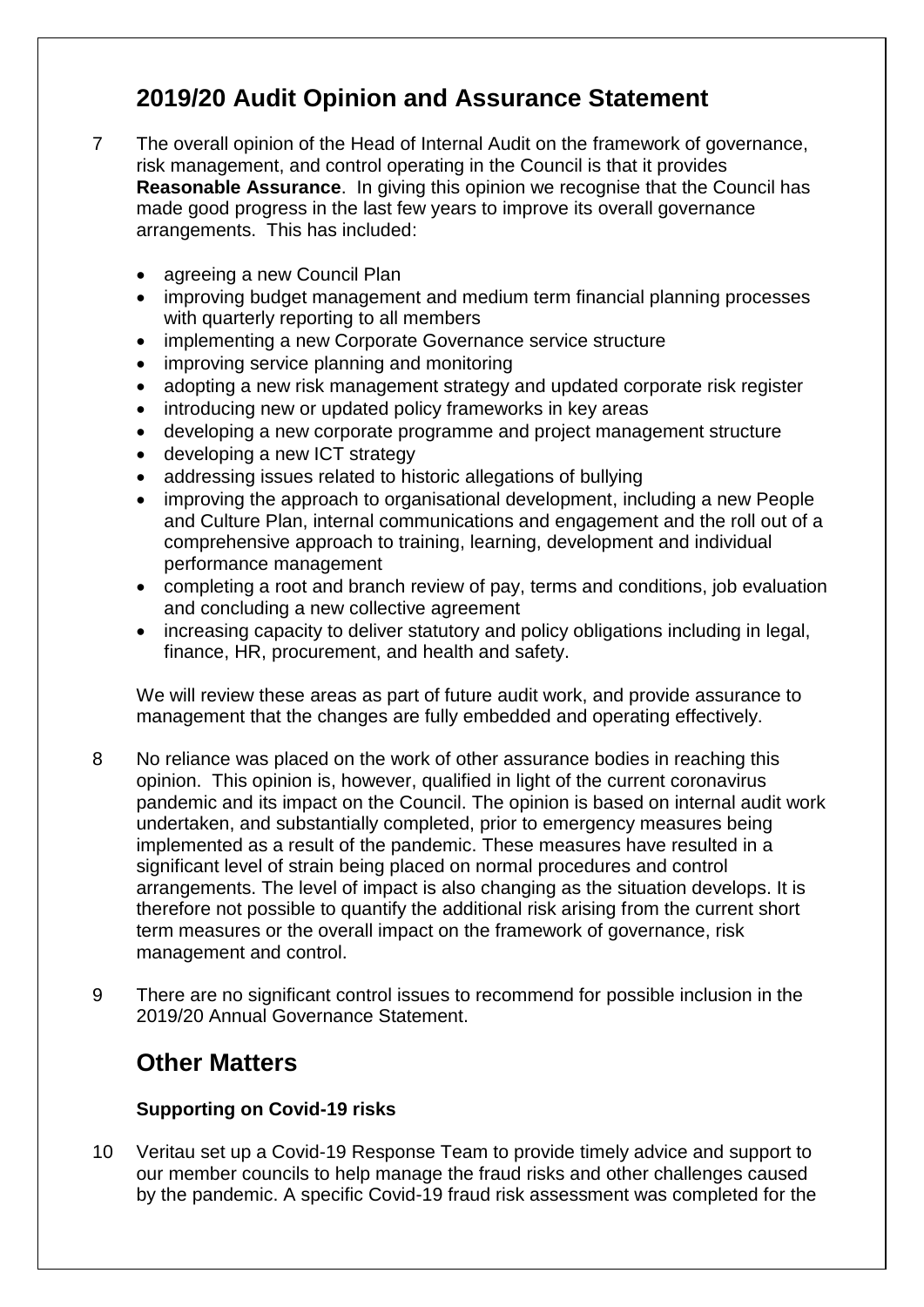## 2019/20 Audit Opinion and Assurance Statement

7 The overall opinion of the Head of Internal Audit on the framework of governance, risk management, and control operating in the Council is that it provides **Reasonable Assurance**. In giving this opinion we recognise that the Council has made good progress in the last few years to improve its overall governance arrangements. This has included:

- agreeing a new Council Plan
- improving budget management and medium term financial planning processes with quarterly reporting to all members
- implementing a new Corporate Governance service structure
- improving service planning and monitoring
- adopting a new risk management strategy and updated corporate risk register
- introducing new or updated policy frameworks in key areas
- developing a new corporate programme and project management structure
- developing a new ICT strategy
- addressing issues related to historic allegations of bullying
- improving the approach to organisational development, including a new People and Culture Plan, internal communications and engagement and the roll out of a comprehensive approach to training, learning, development and individual performance management
- completing a root and branch review of pay, terms and conditions, job evaluation and concluding a new collective agreement
- increasing capacity to deliver statutory and policy obligations including in legal, finance, HR, procurement, and health and safety.

We will review these areas as part of future audit work, and provide assurance to management that the changes are fully embedded and operating effectively.

8 No reliance was placed on the work of other assurance bodies in reaching this opinion. This opinion is, however, qualified in light of the current coronavirus pandemic and its impact on the Council. The opinion is based on internal audit work undertaken, and substantially completed, prior to emergency measures being implemented as a result of the pandemic. These measures have resulted in a significant level of strain being placed on normal procedures and control arrangements. The level of impact is also changing as the situation develops. It is therefore not possible to quantify the additional risk arising from the current short term measures or the overall impact on the framework of governance, risk management and control.

9 There are no significant control issues to recommend for possible inclusion in the 2019/20 Annual Governance Statement.

## Other Matters

### Supporting on Covid-19 risks

10 Veritau set up a Covid-19 Response Team to provide timely advice and support to our member councils to help manage the fraud risks and other challenges caused by the pandemic. A specific Covid-19 fraud risk assessment was completed for the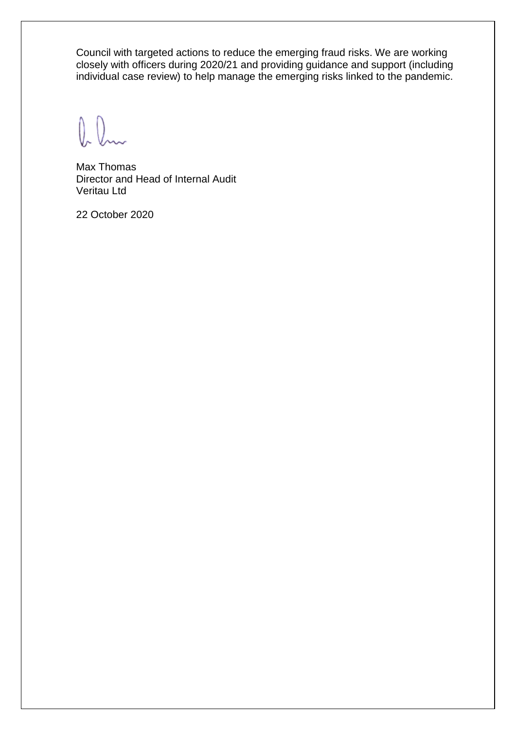Council with targeted actions to reduce the emerging fraud risks. We are working closely with officers during 2020/21 and providing guidance and support (including individual case review) to help manage the emerging risks linked to the pandemic.

Max Thomas
Director and Head of Internal Audit
Veritau Ltd

22 October 2020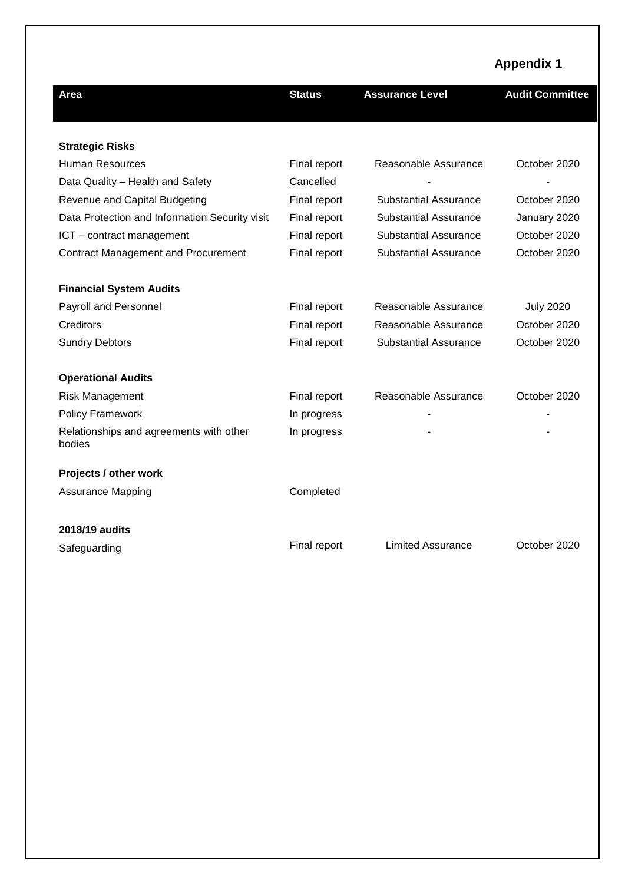# Appendix 1

| Area | Status | Assurance Level | Audit Committee |
|---|---|---|---|
| **Strategic Risks** | | | |
| Human Resources | Final report | Reasonable Assurance | October 2020 |
| Data Quality – Health and Safety | Cancelled | - | - |
| Revenue and Capital Budgeting | Final report | Substantial Assurance | October 2020 |
| Data Protection and Information Security visit | Final report | Substantial Assurance | January 2020 |
| ICT – contract management | Final report | Substantial Assurance | October 2020 |
| Contract Management and Procurement | Final report | Substantial Assurance | October 2020 |
| **Financial System Audits** | | | |
| Payroll and Personnel | Final report | Reasonable Assurance | July 2020 |
| Creditors | Final report | Reasonable Assurance | October 2020 |
| Sundry Debtors | Final report | Substantial Assurance | October 2020 |
| **Operational Audits** | | | |
| Risk Management | Final report | Reasonable Assurance | October 2020 |
| Policy Framework | In progress | - | - |
| Relationships and agreements with other bodies | In progress | - | - |
| **Projects / other work** | | | |
| Assurance Mapping | Completed | | |
| **2018/19 audits** | | | |
| Safeguarding | Final report | Limited Assurance | October 2020 |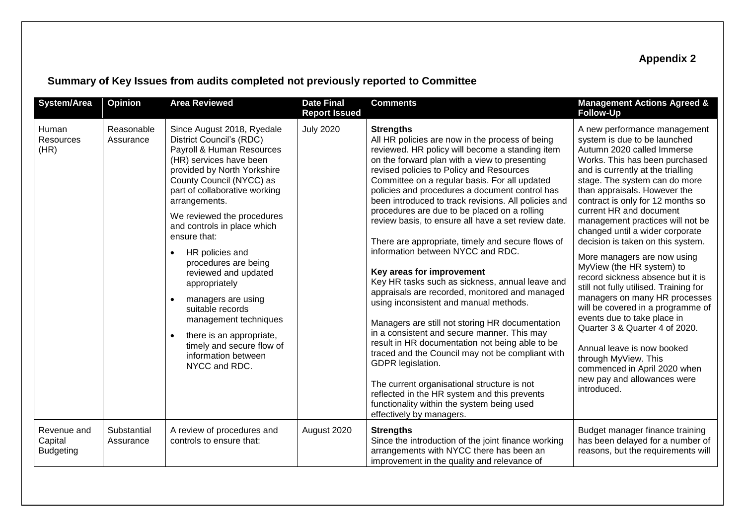**Appendix 2**

## Summary of Key Issues from audits completed not previously reported to Committee

| System/Area | Opinion | Area Reviewed | Date Final Report Issued | Comments | Management Actions Agreed & Follow-Up |
|---|---|---|---|---|---|
| Human Resources (HR) | Reasonable Assurance | Since August 2018, Ryedale District Council's (RDC) Payroll & Human Resources (HR) services have been provided by North Yorkshire County Council (NYCC) as part of collaborative working arrangements.<br><br>We reviewed the procedures and controls in place which ensure that:<br>• HR policies and procedures are being reviewed and updated appropriately<br>• managers are using suitable records management techniques<br>• there is an appropriate, timely and secure flow of information between NYCC and RDC. | July 2020 | **Strengths**<br>All HR policies are now in the process of being reviewed. HR policy will become a standing item on the forward plan with a view to presenting revised policies to Policy and Resources Committee on a regular basis. For all updated policies and procedures a document control has been introduced to track revisions. All policies and procedures are due to be placed on a rolling review basis, to ensure all have a set review date.<br><br>There are appropriate, timely and secure flows of information between NYCC and RDC.<br><br>**Key areas for improvement**<br>Key HR tasks such as sickness, annual leave and appraisals are recorded, monitored and managed using inconsistent and manual methods.<br><br>Managers are still not storing HR documentation in a consistent and secure manner. This may result in HR documentation not being able to be traced and the Council may not be compliant with GDPR legislation.<br><br>The current organisational structure is not reflected in the HR system and this prevents functionality within the system being used effectively by managers. | A new performance management system is due to be launched Autumn 2020 called Immerse Works. This has been purchased and is currently at the trialling stage. The system can do more than appraisals. However the contract is only for 12 months so current HR and document management practices will not be changed until a wider corporate decision is taken on this system.<br><br>More managers are now using MyView (the HR system) to record sickness absence but it is still not fully utilised. Training for managers on many HR processes will be covered in a programme of events due to take place in Quarter 3 & Quarter 4 of 2020.<br><br>Annual leave is now booked through MyView. This commenced in April 2020 when new pay and allowances were introduced. |
| Revenue and Capital Budgeting | Substantial Assurance | A review of procedures and controls to ensure that: | August 2020 | **Strengths**<br>Since the introduction of the joint finance working arrangements with NYCC there has been an improvement in the quality and relevance of | Budget manager finance training has been delayed for a number of reasons, but the requirements will |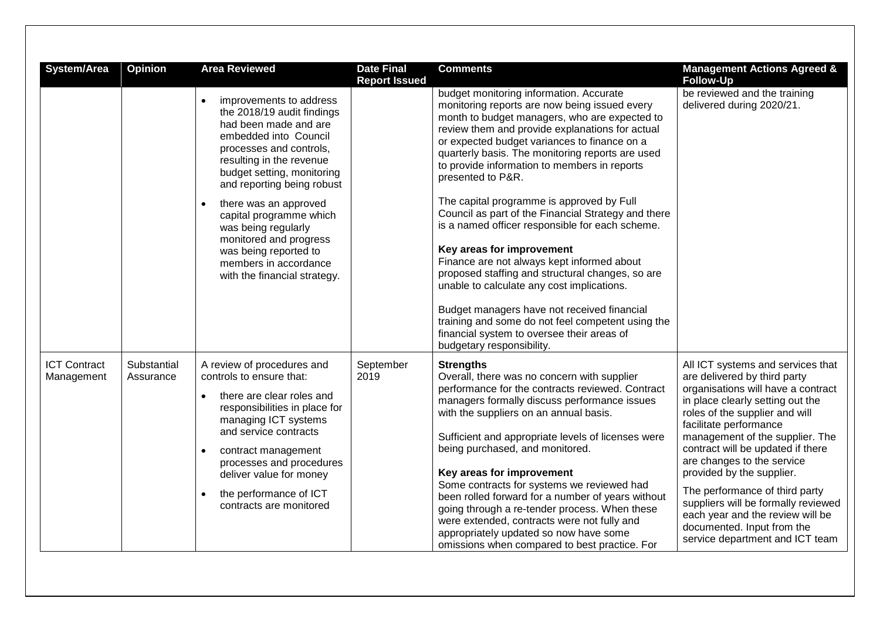| System/Area | Opinion | Area Reviewed | Date Final Report Issued | Comments | Management Actions Agreed & Follow-Up |
|---|---|---|---|---|---|
| | | • improvements to address the 2018/19 audit findings had been made and are embedded into Council processes and controls, resulting in the revenue budget setting, monitoring and reporting being robust<br>• there was an approved capital programme which was being regularly monitored and progress was being reported to members in accordance with the financial strategy. | | budget monitoring information. Accurate monitoring reports are now being issued every month to budget managers, who are expected to review them and provide explanations for actual or expected budget variances to finance on a quarterly basis. The monitoring reports are used to provide information to members in reports presented to P&R.<br><br>The capital programme is approved by Full Council as part of the Financial Strategy and there is a named officer responsible for each scheme.<br><br>**Key areas for improvement**<br>Finance are not always kept informed about proposed staffing and structural changes, so are unable to calculate any cost implications.<br><br>Budget managers have not received financial training and some do not feel competent using the financial system to oversee their areas of budgetary responsibility. | be reviewed and the training delivered during 2020/21. |
| ICT Contract Management | Substantial Assurance | A review of procedures and controls to ensure that:<br>• there are clear roles and responsibilities in place for managing ICT systems and service contracts<br>• contract management processes and procedures deliver value for money<br>• the performance of ICT contracts are monitored | September 2019 | **Strengths**<br>Overall, there was no concern with supplier performance for the contracts reviewed. Contract managers formally discuss performance issues with the suppliers on an annual basis.<br><br>Sufficient and appropriate levels of licenses were being purchased, and monitored.<br><br>**Key areas for improvement**<br>Some contracts for systems we reviewed had been rolled forward for a number of years without going through a re-tender process. When these were extended, contracts were not fully and appropriately updated so now have some omissions when compared to best practice. For | All ICT systems and services that are delivered by third party organisations will have a contract in place clearly setting out the roles of the supplier and will facilitate performance management of the supplier. The contract will be updated if there are changes to the service provided by the supplier.<br><br>The performance of third party suppliers will be formally reviewed each year and the review will be documented. Input from the service department and ICT team |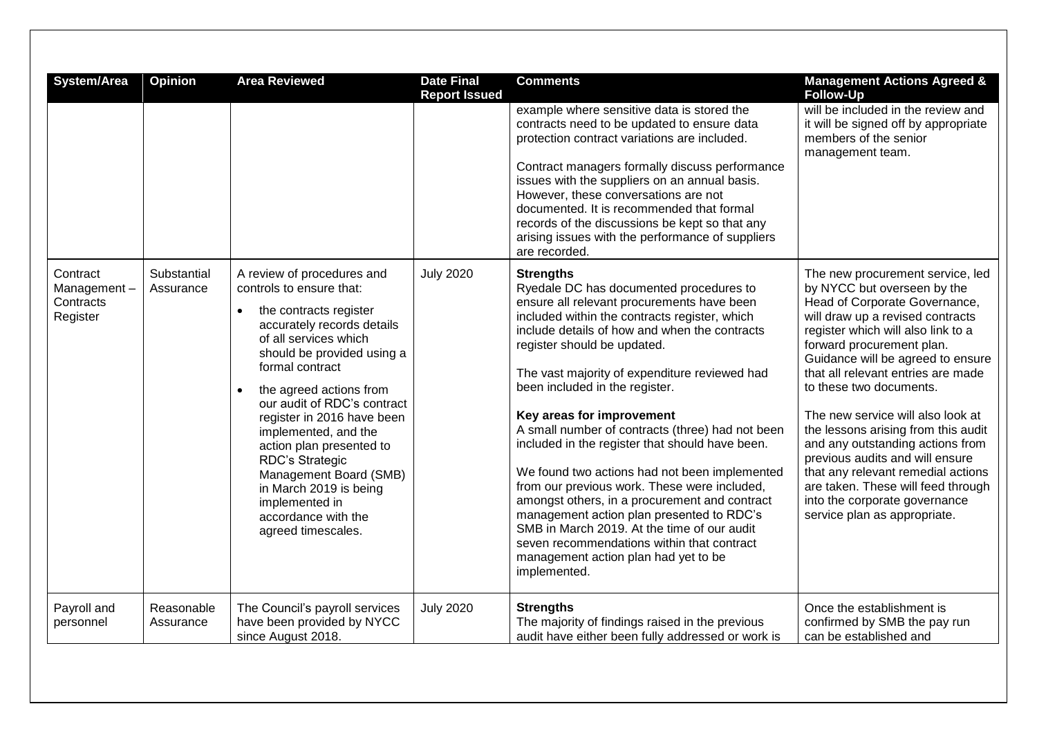| System/Area | Opinion | Area Reviewed | Date Final Report Issued | Comments | Management Actions Agreed & Follow-Up |
|---|---|---|---|---|---|
| | | | | example where sensitive data is stored the contracts need to be updated to ensure data protection contract variations are included.<br><br>Contract managers formally discuss performance issues with the suppliers on an annual basis. However, these conversations are not documented. It is recommended that formal records of the discussions be kept so that any arising issues with the performance of suppliers are recorded. | will be included in the review and it will be signed off by appropriate members of the senior management team. |
| Contract Management – Contracts Register | Substantial Assurance | A review of procedures and controls to ensure that:<br>• the contracts register accurately records details of all services which should be provided using a formal contract<br>• the agreed actions from our audit of RDC's contract register in 2016 have been implemented, and the action plan presented to RDC's Strategic Management Board (SMB) in March 2019 is being implemented in accordance with the agreed timescales. | July 2020 | **Strengths**<br>Ryedale DC has documented procedures to ensure all relevant procurements have been included within the contracts register, which include details of how and when the contracts register should be updated.<br><br>The vast majority of expenditure reviewed had been included in the register.<br><br>**Key areas for improvement**<br>A small number of contracts (three) had not been included in the register that should have been.<br><br>We found two actions had not been implemented from our previous work. These were included, amongst others, in a procurement and contract management action plan presented to RDC's SMB in March 2019. At the time of our audit seven recommendations within that contract management action plan had yet to be implemented. | The new procurement service, led by NYCC but overseen by the Head of Corporate Governance, will draw up a revised contracts register which will also link to a forward procurement plan. Guidance will be agreed to ensure that all relevant entries are made to these two documents.<br><br>The new service will also look at the lessons arising from this audit and any outstanding actions from previous audits and will ensure that any relevant remedial actions are taken. These will feed through into the corporate governance service plan as appropriate. |
| Payroll and personnel | Reasonable Assurance | The Council's payroll services have been provided by NYCC since August 2018. | July 2020 | **Strengths**<br>The majority of findings raised in the previous audit have either been fully addressed or work is | Once the establishment is confirmed by SMB the pay run can be established and |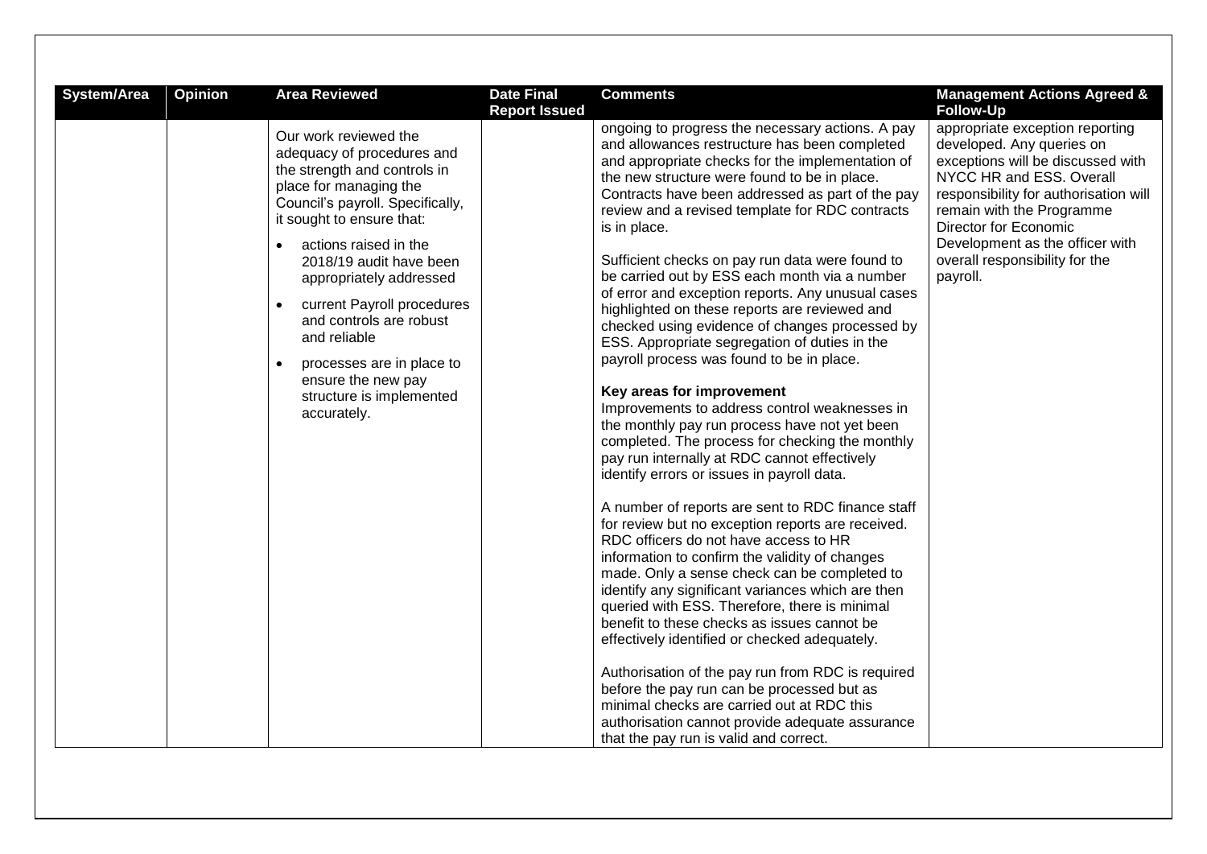| System/Area | Opinion | Area Reviewed | Date Final Report Issued | Comments | Management Actions Agreed & Follow-Up |
|---|---|---|---|---|---|
| | | Our work reviewed the adequacy of procedures and the strength and controls in place for managing the Council's payroll. Specifically, it sought to ensure that:<br><br>• actions raised in the 2018/19 audit have been appropriately addressed<br>• current Payroll procedures and controls are robust and reliable<br>• processes are in place to ensure the new pay structure is implemented accurately. | | ongoing to progress the necessary actions. A pay and allowances restructure has been completed and appropriate checks for the implementation of the new structure were found to be in place. Contracts have been addressed as part of the pay review and a revised template for RDC contracts is in place.<br><br>Sufficient checks on pay run data were found to be carried out by ESS each month via a number of error and exception reports. Any unusual cases highlighted on these reports are reviewed and checked using evidence of changes processed by ESS. Appropriate segregation of duties in the payroll process was found to be in place.<br><br>**Key areas for improvement**<br>Improvements to address control weaknesses in the monthly pay run process have not yet been completed. The process for checking the monthly pay run internally at RDC cannot effectively identify errors or issues in payroll data.<br><br>A number of reports are sent to RDC finance staff for review but no exception reports are received. RDC officers do not have access to HR information to confirm the validity of changes made. Only a sense check can be completed to identify any significant variances which are then queried with ESS. Therefore, there is minimal benefit to these checks as issues cannot be effectively identified or checked adequately.<br><br>Authorisation of the pay run from RDC is required before the pay run can be processed but as minimal checks are carried out at RDC this authorisation cannot provide adequate assurance that the pay run is valid and correct. | appropriate exception reporting developed. Any queries on exceptions will be discussed with NYCC HR and ESS. Overall responsibility for authorisation will remain with the Programme Director for Economic Development as the officer with overall responsibility for the payroll. |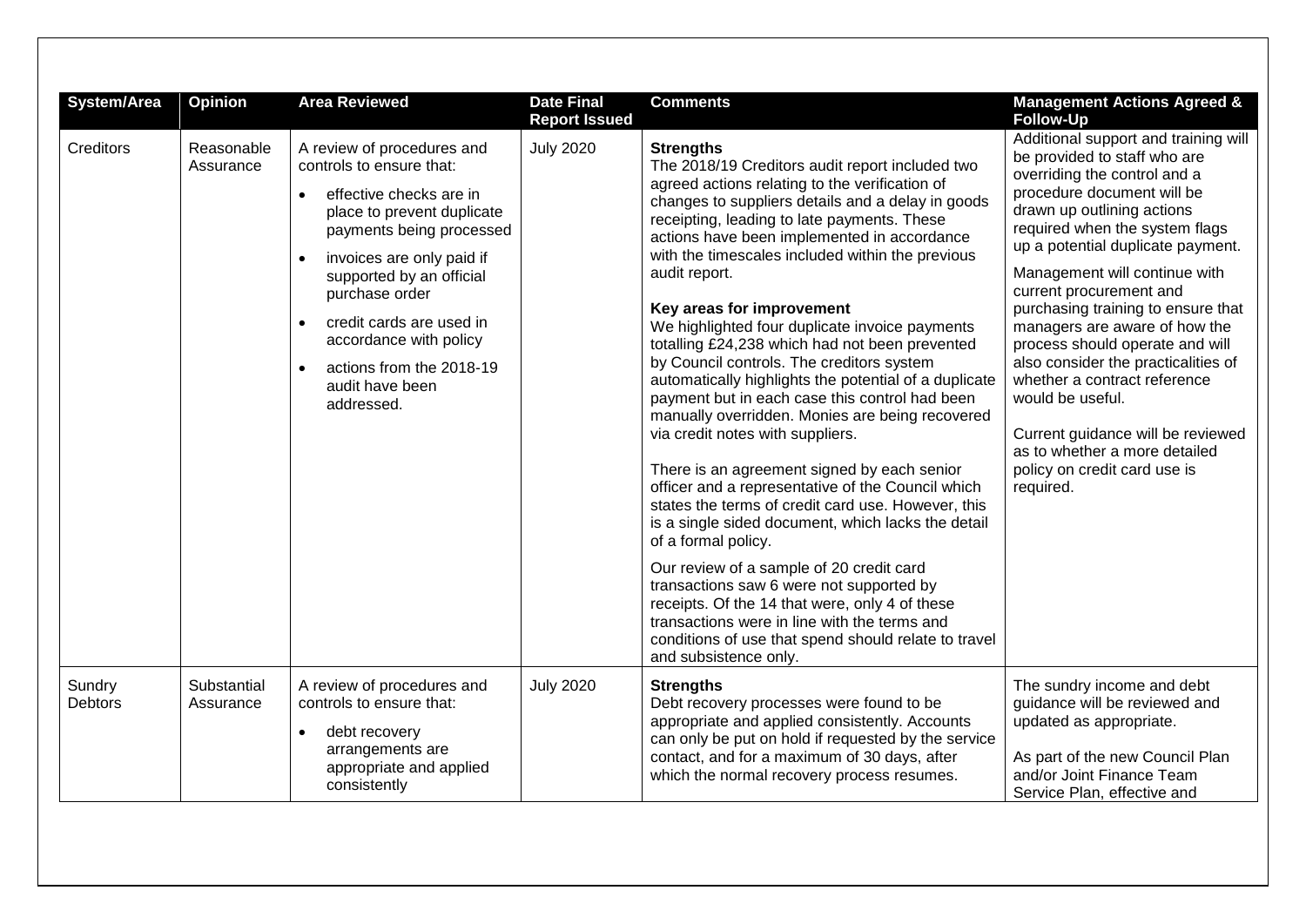| System/Area | Opinion | Area Reviewed | Date Final Report Issued | Comments | Management Actions Agreed & Follow-Up |
|---|---|---|---|---|---|
| Creditors | Reasonable Assurance | A review of procedures and controls to ensure that:<br>• effective checks are in place to prevent duplicate payments being processed<br>• invoices are only paid if supported by an official purchase order<br>• credit cards are used in accordance with policy<br>• actions from the 2018-19 audit have been addressed. | July 2020 | **Strengths**<br>The 2018/19 Creditors audit report included two agreed actions relating to the verification of changes to suppliers details and a delay in goods receipting, leading to late payments. These actions have been implemented in accordance with the timescales included within the previous audit report.<br><br>**Key areas for improvement**<br>We highlighted four duplicate invoice payments totalling £24,238 which had not been prevented by Council controls. The creditors system automatically highlights the potential of a duplicate payment but in each case this control had been manually overridden. Monies are being recovered via credit notes with suppliers.<br><br>There is an agreement signed by each senior officer and a representative of the Council which states the terms of credit card use. However, this is a single sided document, which lacks the detail of a formal policy.<br><br>Our review of a sample of 20 credit card transactions saw 6 were not supported by receipts. Of the 14 that were, only 4 of these transactions were in line with the terms and conditions of use that spend should relate to travel and subsistence only. | Additional support and training will be provided to staff who are overriding the control and a procedure document will be drawn up outlining actions required when the system flags up a potential duplicate payment.<br><br>Management will continue with current procurement and purchasing training to ensure that managers are aware of how the process should operate and will also consider the practicalities of whether a contract reference would be useful.<br><br>Current guidance will be reviewed as to whether a more detailed policy on credit card use is required. |
| Sundry Debtors | Substantial Assurance | A review of procedures and controls to ensure that:<br>• debt recovery arrangements are appropriate and applied consistently | July 2020 | **Strengths**<br>Debt recovery processes were found to be appropriate and applied consistently. Accounts can only be put on hold if requested by the service contact, and for a maximum of 30 days, after which the normal recovery process resumes. | The sundry income and debt guidance will be reviewed and updated as appropriate.<br><br>As part of the new Council Plan and/or Joint Finance Team Service Plan, effective and |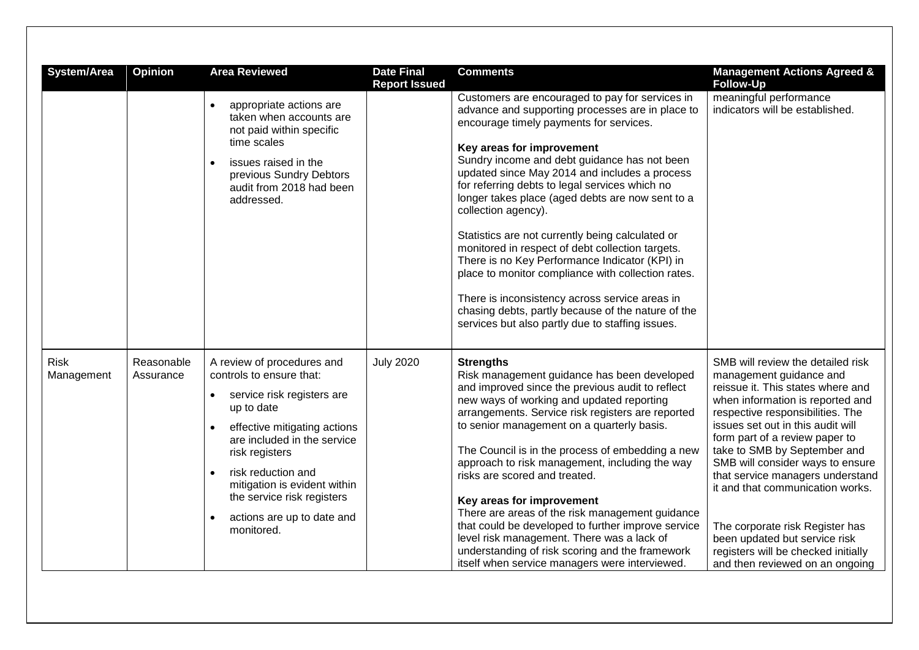| System/Area | Opinion | Area Reviewed | Date Final Report Issued | Comments | Management Actions Agreed & Follow-Up |
|---|---|---|---|---|---|
| | | • appropriate actions are taken when accounts are not paid within specific time scales<br>• issues raised in the previous Sundry Debtors audit from 2018 had been addressed. | | Customers are encouraged to pay for services in advance and supporting processes are in place to encourage timely payments for services.<br><br>**Key areas for improvement**<br>Sundry income and debt guidance has not been updated since May 2014 and includes a process for referring debts to legal services which no longer takes place (aged debts are now sent to a collection agency).<br><br>Statistics are not currently being calculated or monitored in respect of debt collection targets. There is no Key Performance Indicator (KPI) in place to monitor compliance with collection rates.<br><br>There is inconsistency across service areas in chasing debts, partly because of the nature of the services but also partly due to staffing issues. | meaningful performance indicators will be established. |
| Risk Management | Reasonable Assurance | A review of procedures and controls to ensure that:<br>• service risk registers are up to date<br>• effective mitigating actions are included in the service risk registers<br>• risk reduction and mitigation is evident within the service risk registers<br>• actions are up to date and monitored. | July 2020 | **Strengths**<br>Risk management guidance has been developed and improved since the previous audit to reflect new ways of working and updated reporting arrangements. Service risk registers are reported to senior management on a quarterly basis.<br><br>The Council is in the process of embedding a new approach to risk management, including the way risks are scored and treated.<br><br>**Key areas for improvement**<br>There are areas of the risk management guidance that could be developed to further improve service level risk management. There was a lack of understanding of risk scoring and the framework itself when service managers were interviewed. | SMB will review the detailed risk management guidance and reissue it. This states where and when information is reported and respective responsibilities. The issues set out in this audit will form part of a review paper to take to SMB by September and SMB will consider ways to ensure that service managers understand it and that communication works.<br><br>The corporate risk Register has been updated but service risk registers will be checked initially and then reviewed on an ongoing |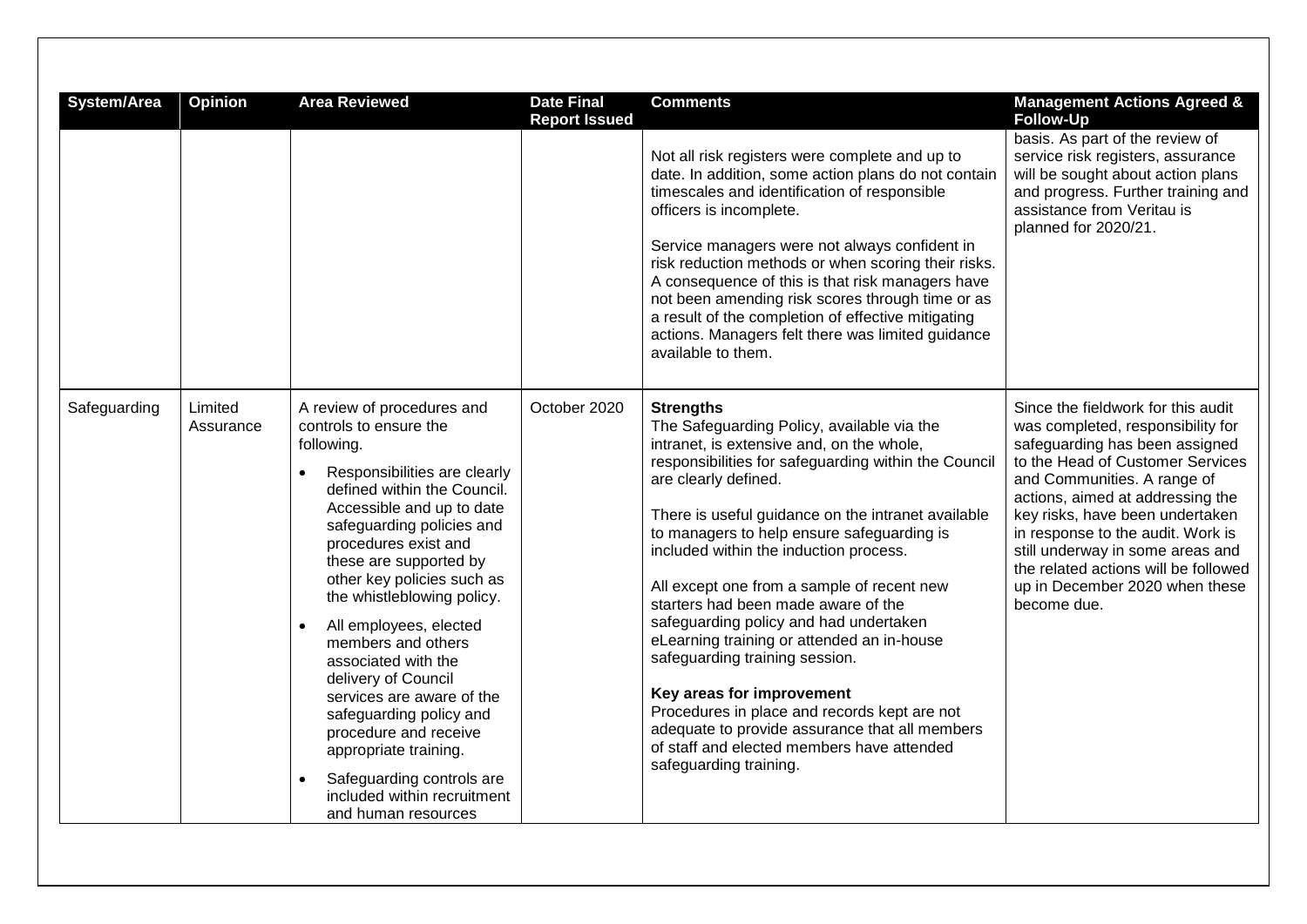| System/Area | Opinion | Area Reviewed | Date Final Report Issued | Comments | Management Actions Agreed & Follow-Up |
|---|---|---|---|---|---|
| | | | | Not all risk registers were complete and up to date. In addition, some action plans do not contain timescales and identification of responsible officers is incomplete.<br><br>Service managers were not always confident in risk reduction methods or when scoring their risks. A consequence of this is that risk managers have not been amending risk scores through time or as a result of the completion of effective mitigating actions. Managers felt there was limited guidance available to them. | basis. As part of the review of service risk registers, assurance will be sought about action plans and progress. Further training and assistance from Veritau is planned for 2020/21. |
| Safeguarding | Limited Assurance | A review of procedures and controls to ensure the following.<br><br>• Responsibilities are clearly defined within the Council. Accessible and up to date safeguarding policies and procedures exist and these are supported by other key policies such as the whistleblowing policy.<br>• All employees, elected members and others associated with the delivery of Council services are aware of the safeguarding policy and procedure and receive appropriate training.<br>• Safeguarding controls are included within recruitment and human resources | October 2020 | **Strengths**<br>The Safeguarding Policy, available via the intranet, is extensive and, on the whole, responsibilities for safeguarding within the Council are clearly defined.<br><br>There is useful guidance on the intranet available to managers to help ensure safeguarding is included within the induction process.<br><br>All except one from a sample of recent new starters had been made aware of the safeguarding policy and had undertaken eLearning training or attended an in-house safeguarding training session.<br><br>**Key areas for improvement**<br>Procedures in place and records kept are not adequate to provide assurance that all members of staff and elected members have attended safeguarding training. | Since the fieldwork for this audit was completed, responsibility for safeguarding has been assigned to the Head of Customer Services and Communities. A range of actions, aimed at addressing the key risks, have been undertaken in response to the audit. Work is still underway in some areas and the related actions will be followed up in December 2020 when these become due. |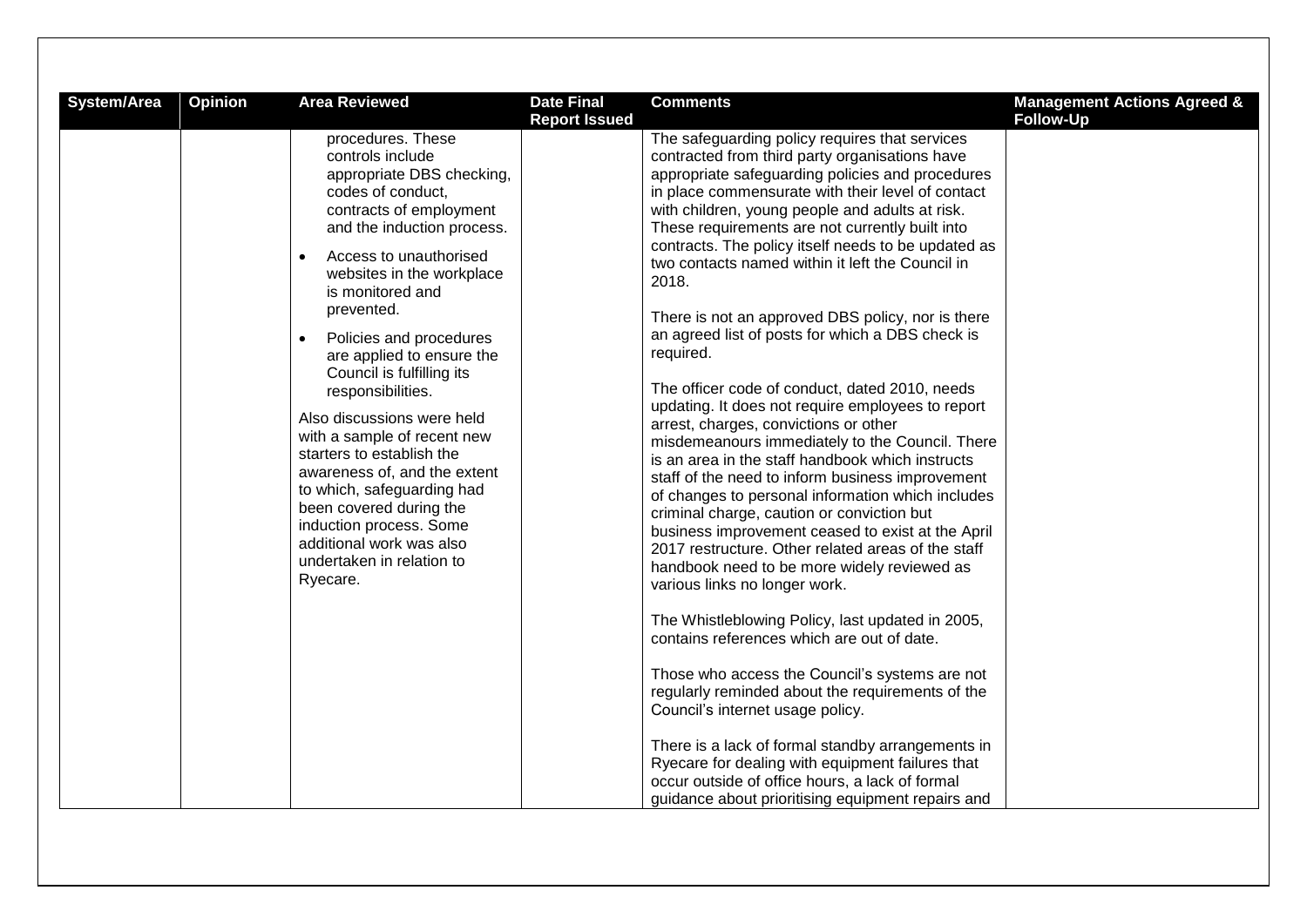| System/Area | Opinion | Area Reviewed | Date Final Report Issued | Comments | Management Actions Agreed & Follow-Up |
|---|---|---|---|---|---|
| | | procedures. These controls include appropriate DBS checking, codes of conduct, contracts of employment and the induction process.<br>• Access to unauthorised websites in the workplace is monitored and prevented.<br>• Policies and procedures are applied to ensure the Council is fulfilling its responsibilities.<br><br>Also discussions were held with a sample of recent new starters to establish the awareness of, and the extent to which, safeguarding had been covered during the induction process. Some additional work was also undertaken in relation to Ryecare. | | The safeguarding policy requires that services contracted from third party organisations have appropriate safeguarding policies and procedures in place commensurate with their level of contact with children, young people and adults at risk. These requirements are not currently built into contracts. The policy itself needs to be updated as two contacts named within it left the Council in 2018.<br><br>There is not an approved DBS policy, nor is there an agreed list of posts for which a DBS check is required.<br><br>The officer code of conduct, dated 2010, needs updating. It does not require employees to report arrest, charges, convictions or other misdemeanours immediately to the Council. There is an area in the staff handbook which instructs staff of the need to inform business improvement of changes to personal information which includes criminal charge, caution or conviction but business improvement ceased to exist at the April 2017 restructure. Other related areas of the staff handbook need to be more widely reviewed as various links no longer work.<br><br>The Whistleblowing Policy, last updated in 2005, contains references which are out of date.<br><br>Those who access the Council's systems are not regularly reminded about the requirements of the Council's internet usage policy.<br><br>There is a lack of formal standby arrangements in Ryecare for dealing with equipment failures that occur outside of office hours, a lack of formal guidance about prioritising equipment repairs and | |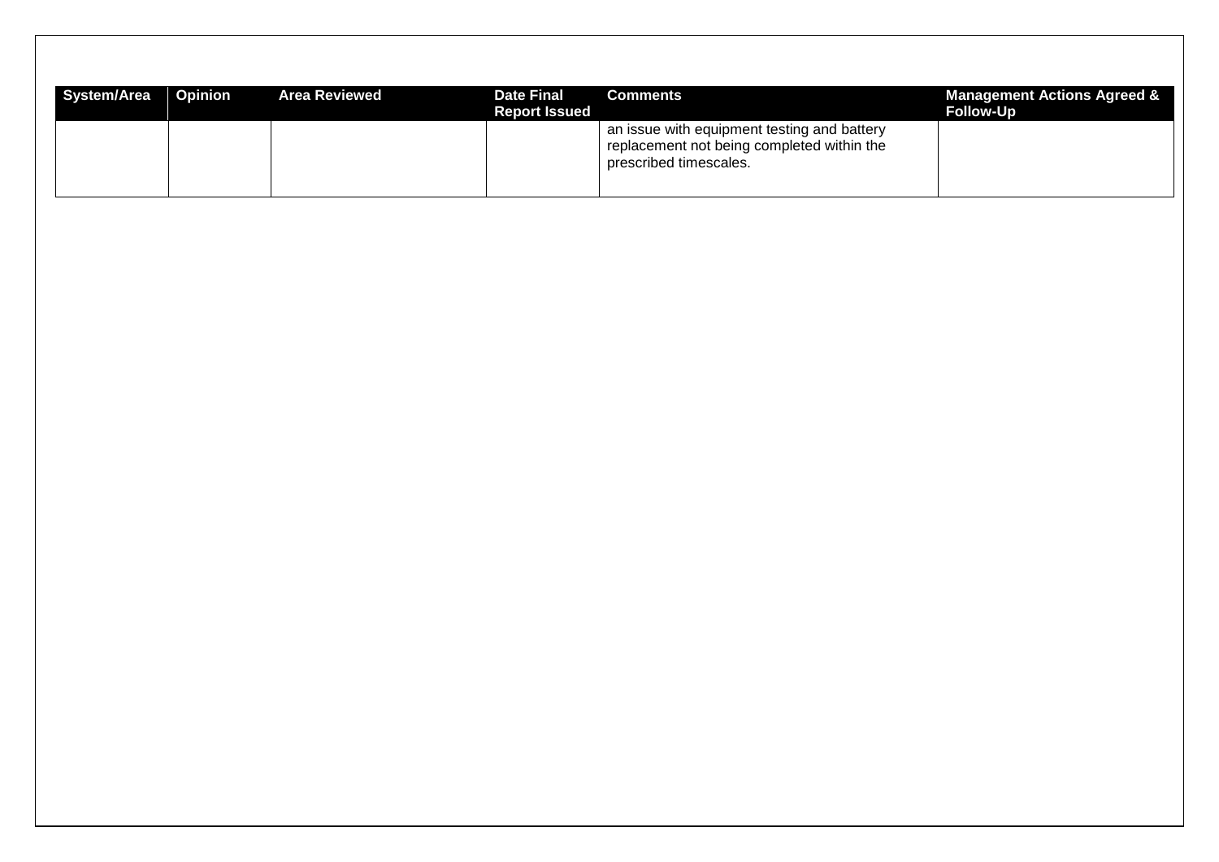| System/Area | Opinion | Area Reviewed | Date Final Report Issued | Comments | Management Actions Agreed & Follow-Up |
| --- | --- | --- | --- | --- | --- |
| | | | | an issue with equipment testing and battery replacement not being completed within the prescribed timescales. | |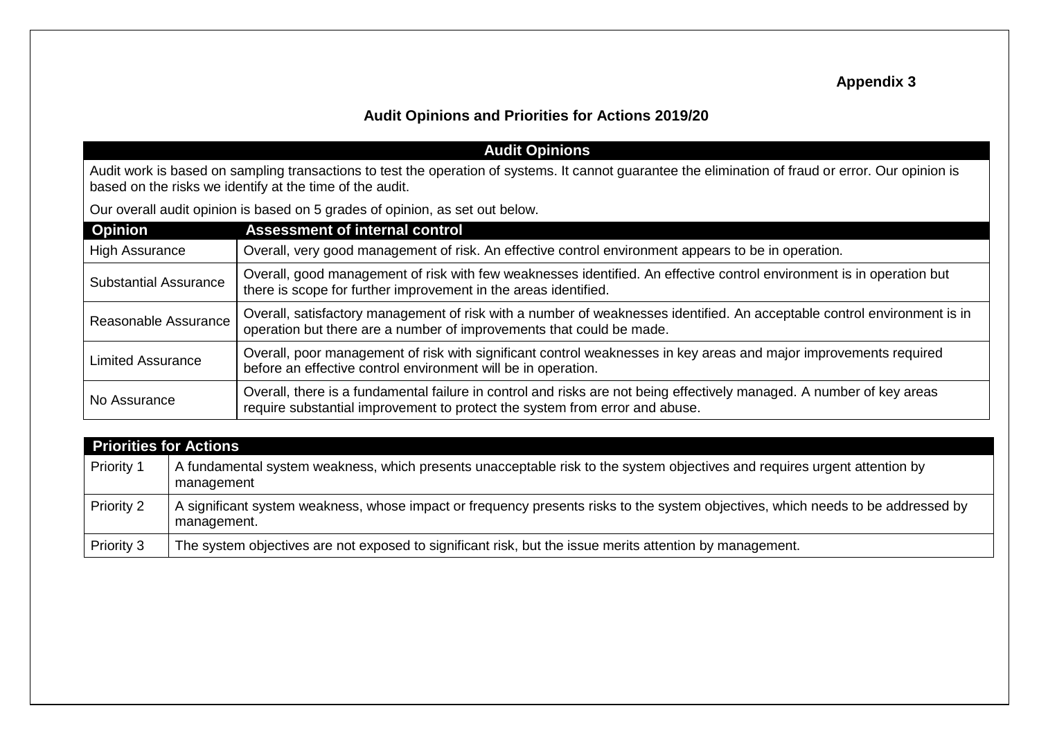**Appendix 3**

## Audit Opinions and Priorities for Actions 2019/20

### Audit Opinions

Audit work is based on sampling transactions to test the operation of systems. It cannot guarantee the elimination of fraud or error. Our opinion is based on the risks we identify at the time of the audit.

Our overall audit opinion is based on 5 grades of opinion, as set out below.

| Opinion | Assessment of internal control |
| --- | --- |
| High Assurance | Overall, very good management of risk. An effective control environment appears to be in operation. |
| Substantial Assurance | Overall, good management of risk with few weaknesses identified. An effective control environment is in operation but there is scope for further improvement in the areas identified. |
| Reasonable Assurance | Overall, satisfactory management of risk with a number of weaknesses identified. An acceptable control environment is in operation but there are a number of improvements that could be made. |
| Limited Assurance | Overall, poor management of risk with significant control weaknesses in key areas and major improvements required before an effective control environment will be in operation. |
| No Assurance | Overall, there is a fundamental failure in control and risks are not being effectively managed. A number of key areas require substantial improvement to protect the system from error and abuse. |

### Priorities for Actions

| Priority | Description |
| --- | --- |
| Priority 1 | A fundamental system weakness, which presents unacceptable risk to the system objectives and requires urgent attention by management |
| Priority 2 | A significant system weakness, whose impact or frequency presents risks to the system objectives, which needs to be addressed by management. |
| Priority 3 | The system objectives are not exposed to significant risk, but the issue merits attention by management. |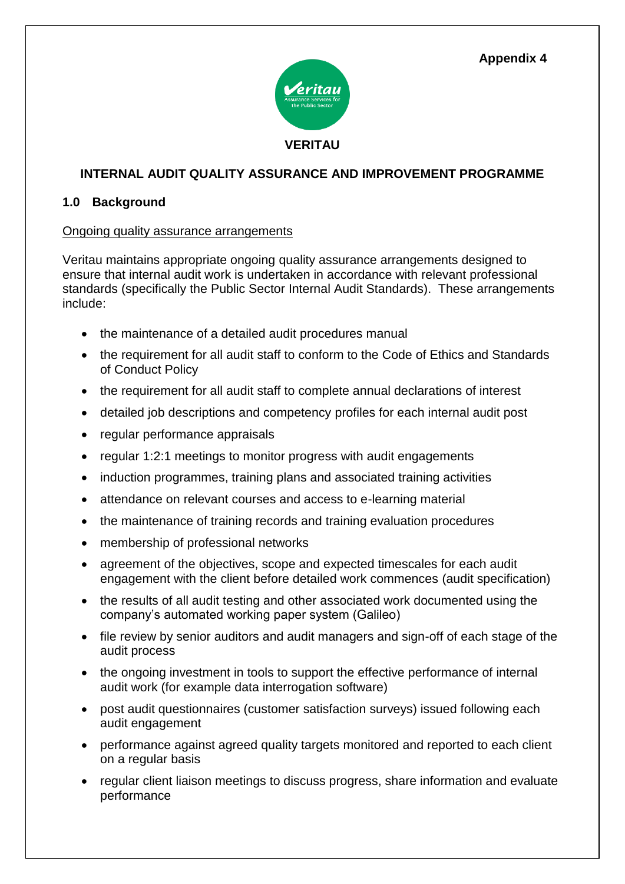**Appendix 4**

**VERITAU**

## INTERNAL AUDIT QUALITY ASSURANCE AND IMPROVEMENT PROGRAMME

### 1.0 Background

Ongoing quality assurance arrangements

Veritau maintains appropriate ongoing quality assurance arrangements designed to ensure that internal audit work is undertaken in accordance with relevant professional standards (specifically the Public Sector Internal Audit Standards). These arrangements include:

- the maintenance of a detailed audit procedures manual
- the requirement for all audit staff to conform to the Code of Ethics and Standards of Conduct Policy
- the requirement for all audit staff to complete annual declarations of interest
- detailed job descriptions and competency profiles for each internal audit post
- regular performance appraisals
- regular 1:2:1 meetings to monitor progress with audit engagements
- induction programmes, training plans and associated training activities
- attendance on relevant courses and access to e-learning material
- the maintenance of training records and training evaluation procedures
- membership of professional networks
- agreement of the objectives, scope and expected timescales for each audit engagement with the client before detailed work commences (audit specification)
- the results of all audit testing and other associated work documented using the company's automated working paper system (Galileo)
- file review by senior auditors and audit managers and sign-off of each stage of the audit process
- the ongoing investment in tools to support the effective performance of internal audit work (for example data interrogation software)
- post audit questionnaires (customer satisfaction surveys) issued following each audit engagement
- performance against agreed quality targets monitored and reported to each client on a regular basis
- regular client liaison meetings to discuss progress, share information and evaluate performance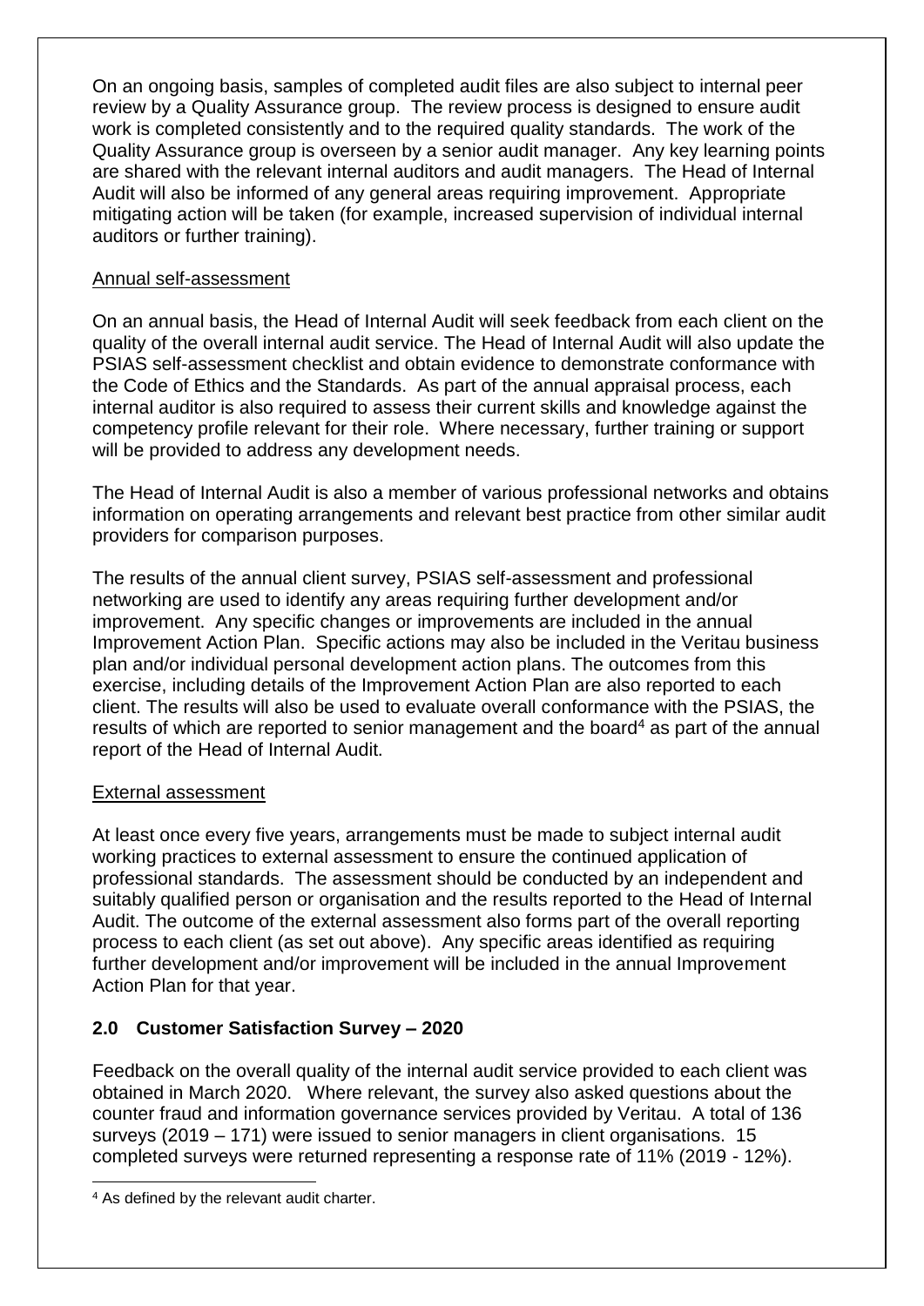On an ongoing basis, samples of completed audit files are also subject to internal peer review by a Quality Assurance group. The review process is designed to ensure audit work is completed consistently and to the required quality standards. The work of the Quality Assurance group is overseen by a senior audit manager. Any key learning points are shared with the relevant internal auditors and audit managers. The Head of Internal Audit will also be informed of any general areas requiring improvement. Appropriate mitigating action will be taken (for example, increased supervision of individual internal auditors or further training).

<u>Annual self-assessment</u>

On an annual basis, the Head of Internal Audit will seek feedback from each client on the quality of the overall internal audit service. The Head of Internal Audit will also update the PSIAS self-assessment checklist and obtain evidence to demonstrate conformance with the Code of Ethics and the Standards. As part of the annual appraisal process, each internal auditor is also required to assess their current skills and knowledge against the competency profile relevant for their role. Where necessary, further training or support will be provided to address any development needs.

The Head of Internal Audit is also a member of various professional networks and obtains information on operating arrangements and relevant best practice from other similar audit providers for comparison purposes.

The results of the annual client survey, PSIAS self-assessment and professional networking are used to identify any areas requiring further development and/or improvement. Any specific changes or improvements are included in the annual Improvement Action Plan. Specific actions may also be included in the Veritau business plan and/or individual personal development action plans. The outcomes from this exercise, including details of the Improvement Action Plan are also reported to each client. The results will also be used to evaluate overall conformance with the PSIAS, the results of which are reported to senior management and the board[4] as part of the annual report of the Head of Internal Audit.

<u>External assessment</u>

At least once every five years, arrangements must be made to subject internal audit working practices to external assessment to ensure the continued application of professional standards. The assessment should be conducted by an independent and suitably qualified person or organisation and the results reported to the Head of Internal Audit. The outcome of the external assessment also forms part of the overall reporting process to each client (as set out above). Any specific areas identified as requiring further development and/or improvement will be included in the annual Improvement Action Plan for that year.

## 2.0 Customer Satisfaction Survey – 2020

Feedback on the overall quality of the internal audit service provided to each client was obtained in March 2020. Where relevant, the survey also asked questions about the counter fraud and information governance services provided by Veritau. A total of 136 surveys (2019 – 171) were issued to senior managers in client organisations. 15 completed surveys were returned representing a response rate of 11% (2019 - 12%).

[4] As defined by the relevant audit charter.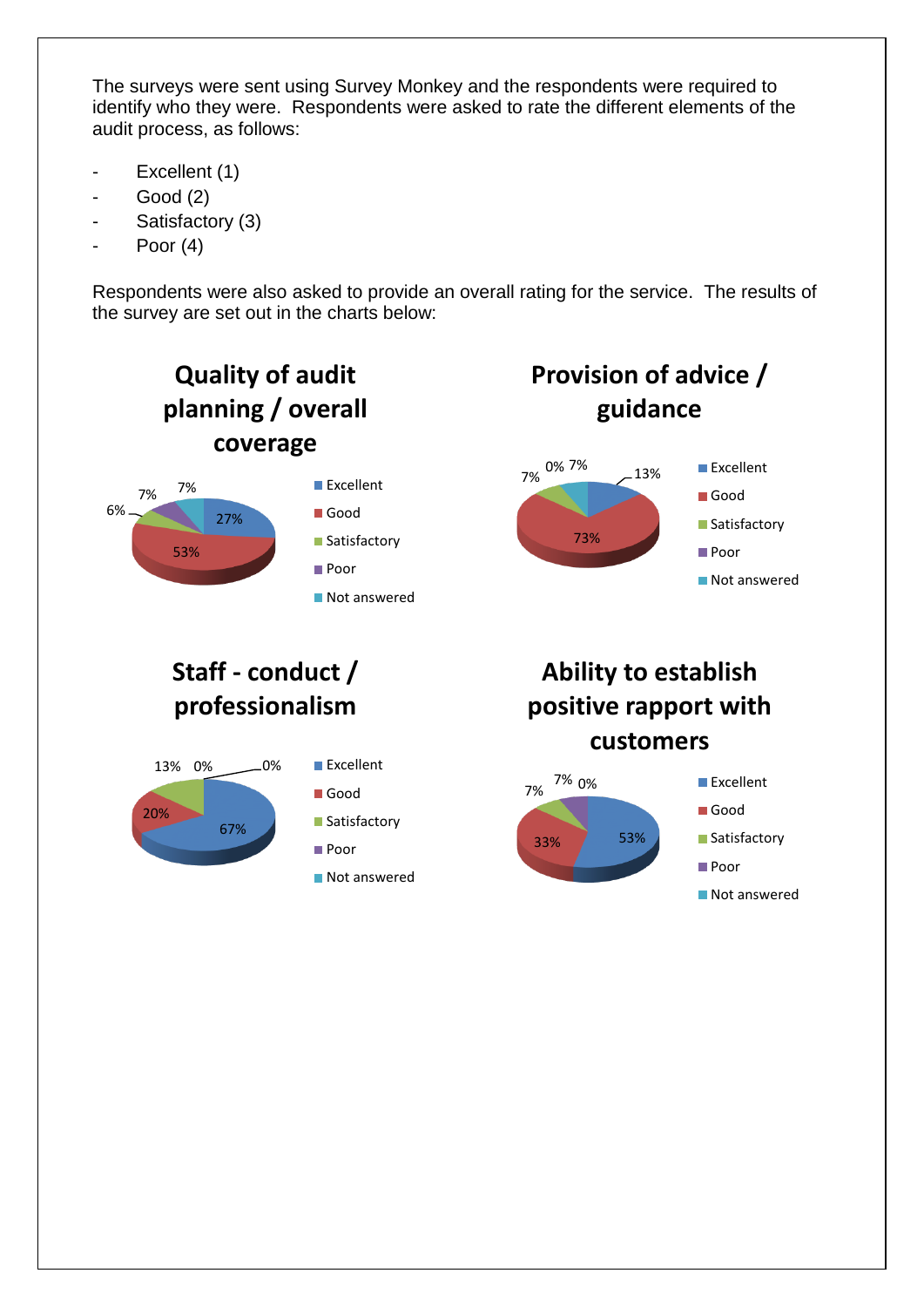The surveys were sent using Survey Monkey and the respondents were required to identify who they were. Respondents were asked to rate the different elements of the audit process, as follows:

- Excellent (1)
- Good (2)
- Satisfactory (3)
- Poor (4)

Respondents were also asked to provide an overall rating for the service. The results of the survey are set out in the charts below:

**Quality of audit planning / overall coverage**

| Rating | % |
|---|---|
| Excellent | 27% |
| Good | 53% |
| Satisfactory | 6% |
| Poor | 7% |
| Not answered | 7% |

**Provision of advice / guidance**

| Rating | % |
|---|---|
| Excellent | 13% |
| Good | 73% |
| Satisfactory | 7% |
| Poor | 0% |
| Not answered | 7% |

**Staff - conduct / professionalism**

| Rating | % |
|---|---|
| Excellent | 67% |
| Good | 20% |
| Satisfactory | 13% |
| Poor | 0% |
| Not answered | 0% |

**Ability to establish positive rapport with customers**

| Rating | % |
|---|---|
| Excellent | 53% |
| Good | 33% |
| Satisfactory | 7% |
| Poor | 7% |
| Not answered | 0% |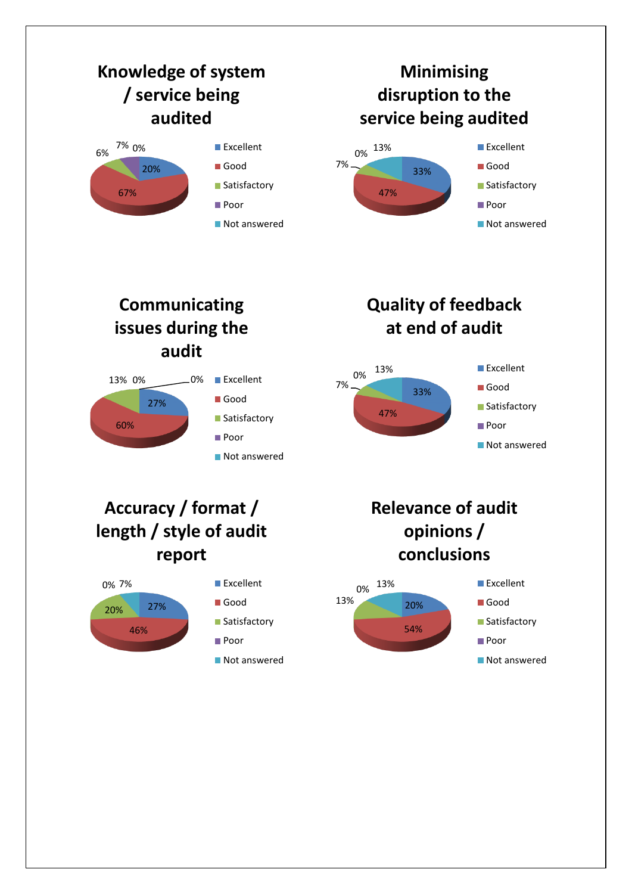### Knowledge of system / service being audited

| Excellent | Good | Satisfactory | Poor | Not answered |
|---|---|---|---|---|
| 20% | 67% | 6% | 7% | 0% |

### Minimising disruption to the service being audited

| Excellent | Good | Satisfactory | Poor | Not answered |
|---|---|---|---|---|
| 33% | 47% | 7% | 0% | 13% |

### Communicating issues during the audit

| Excellent | Good | Satisfactory | Poor | Not answered |
|---|---|---|---|---|
| 27% | 60% | 13% | 0% | 0% |

### Quality of feedback at end of audit

| Excellent | Good | Satisfactory | Poor | Not answered |
|---|---|---|---|---|
| 33% | 47% | 7% | 0% | 13% |

### Accuracy / format / length / style of audit report

| Excellent | Good | Satisfactory | Poor | Not answered |
|---|---|---|---|---|
| 27% | 46% | 20% | 0% | 7% |

### Relevance of audit opinions / conclusions

| Excellent | Good | Satisfactory | Poor | Not answered |
|---|---|---|---|---|
| 20% | 54% | 13% | 0% | 13% |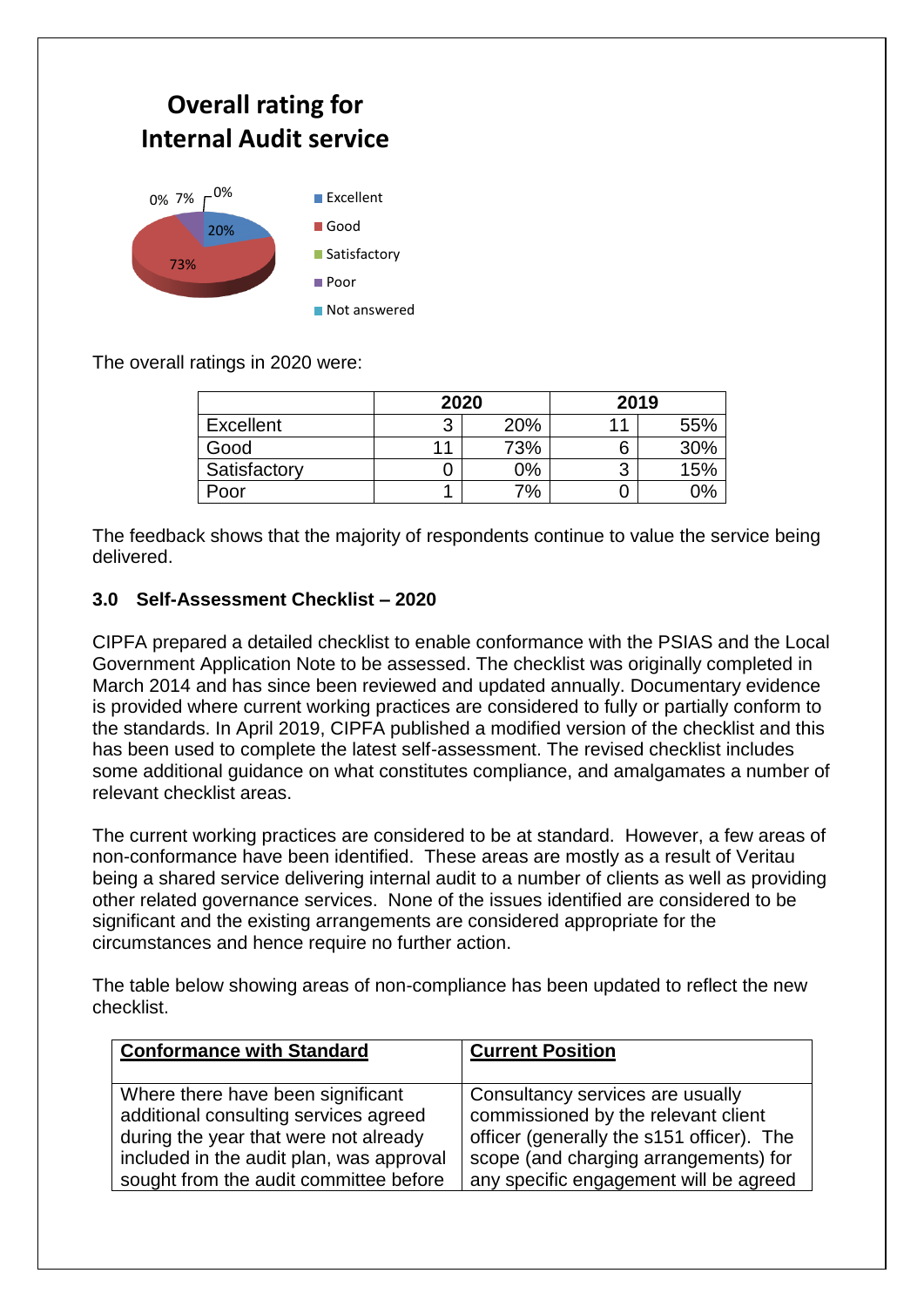## Overall rating for Internal Audit service

- Excellent: 20%
- Good: 73%
- Satisfactory: 0%
- Poor: 7%
- Not answered: 0%

The overall ratings in 2020 were:

| | 2020 | | 2019 | |
|---|---|---|---|---|
| Excellent | 3 | 20% | 11 | 55% |
| Good | 11 | 73% | 6 | 30% |
| Satisfactory | 0 | 0% | 3 | 15% |
| Poor | 1 | 7% | 0 | 0% |

The feedback shows that the majority of respondents continue to value the service being delivered.

### 3.0 Self-Assessment Checklist – 2020

CIPFA prepared a detailed checklist to enable conformance with the PSIAS and the Local Government Application Note to be assessed. The checklist was originally completed in March 2014 and has since been reviewed and updated annually. Documentary evidence is provided where current working practices are considered to fully or partially conform to the standards. In April 2019, CIPFA published a modified version of the checklist and this has been used to complete the latest self-assessment. The revised checklist includes some additional guidance on what constitutes compliance, and amalgamates a number of relevant checklist areas.

The current working practices are considered to be at standard. However, a few areas of non-conformance have been identified. These areas are mostly as a result of Veritau being a shared service delivering internal audit to a number of clients as well as providing other related governance services. None of the issues identified are considered to be significant and the existing arrangements are considered appropriate for the circumstances and hence require no further action.

The table below showing areas of non-compliance has been updated to reflect the new checklist.

| **Conformance with Standard** | **Current Position** |
|---|---|
| Where there have been significant additional consulting services agreed during the year that were not already included in the audit plan, was approval sought from the audit committee before | Consultancy services are usually commissioned by the relevant client officer (generally the s151 officer). The scope (and charging arrangements) for any specific engagement will be agreed |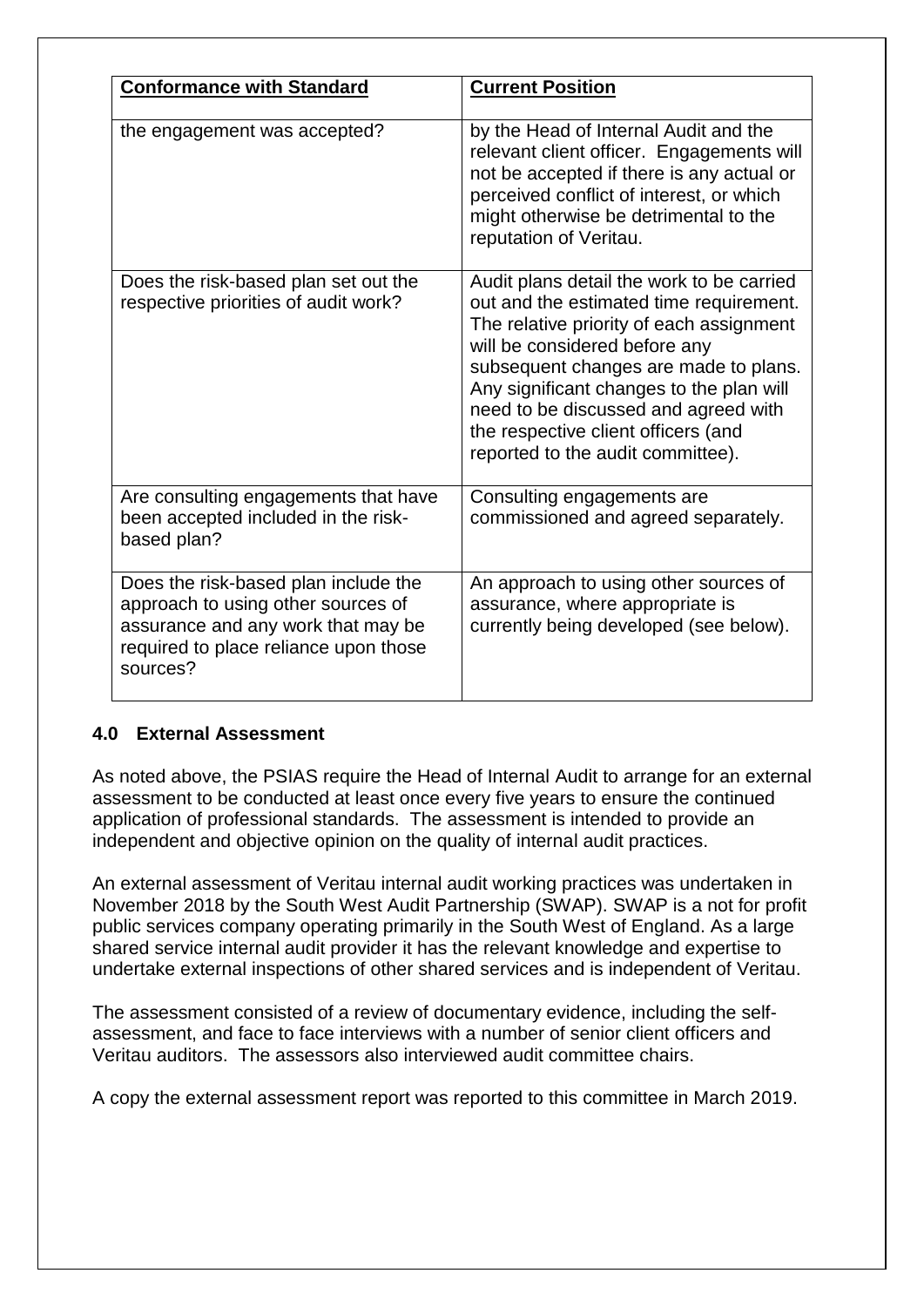| Conformance with Standard | Current Position |
|---|---|
| the engagement was accepted? | by the Head of Internal Audit and the relevant client officer. Engagements will not be accepted if there is any actual or perceived conflict of interest, or which might otherwise be detrimental to the reputation of Veritau. |
| Does the risk-based plan set out the respective priorities of audit work? | Audit plans detail the work to be carried out and the estimated time requirement. The relative priority of each assignment will be considered before any subsequent changes are made to plans. Any significant changes to the plan will need to be discussed and agreed with the respective client officers (and reported to the audit committee). |
| Are consulting engagements that have been accepted included in the risk-based plan? | Consulting engagements are commissioned and agreed separately. |
| Does the risk-based plan include the approach to using other sources of assurance and any work that may be required to place reliance upon those sources? | An approach to using other sources of assurance, where appropriate is currently being developed (see below). |

**4.0 External Assessment**

As noted above, the PSIAS require the Head of Internal Audit to arrange for an external assessment to be conducted at least once every five years to ensure the continued application of professional standards. The assessment is intended to provide an independent and objective opinion on the quality of internal audit practices.

An external assessment of Veritau internal audit working practices was undertaken in November 2018 by the South West Audit Partnership (SWAP). SWAP is a not for profit public services company operating primarily in the South West of England. As a large shared service internal audit provider it has the relevant knowledge and expertise to undertake external inspections of other shared services and is independent of Veritau.

The assessment consisted of a review of documentary evidence, including the self-assessment, and face to face interviews with a number of senior client officers and Veritau auditors. The assessors also interviewed audit committee chairs.

A copy the external assessment report was reported to this committee in March 2019.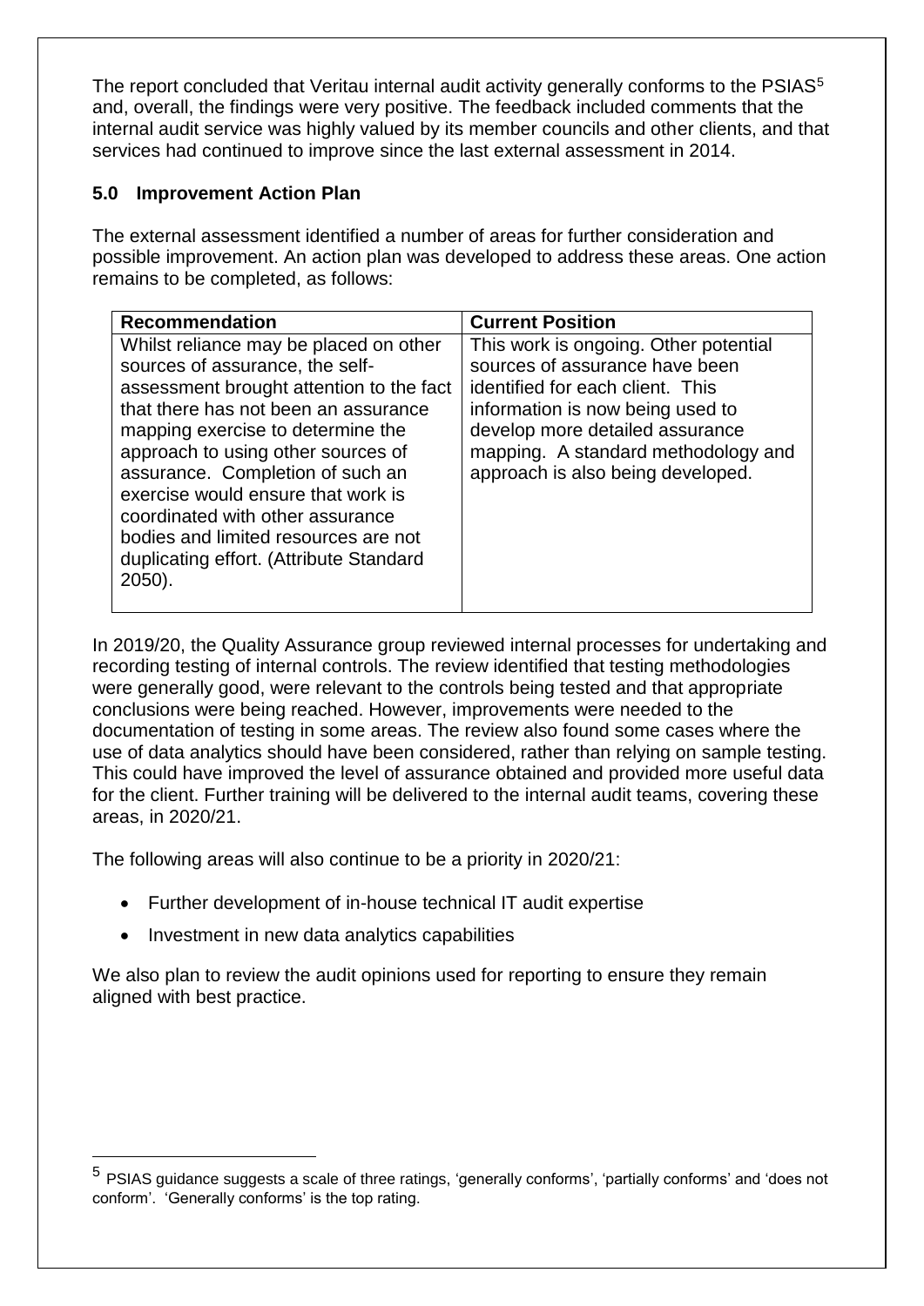The report concluded that Veritau internal audit activity generally conforms to the PSIAS[5] and, overall, the findings were very positive. The feedback included comments that the internal audit service was highly valued by its member councils and other clients, and that services had continued to improve since the last external assessment in 2014.

## 5.0 Improvement Action Plan

The external assessment identified a number of areas for further consideration and possible improvement. An action plan was developed to address these areas. One action remains to be completed, as follows:

| Recommendation | Current Position |
|---|---|
| Whilst reliance may be placed on other sources of assurance, the self-assessment brought attention to the fact that there has not been an assurance mapping exercise to determine the approach to using other sources of assurance. Completion of such an exercise would ensure that work is coordinated with other assurance bodies and limited resources are not duplicating effort. (Attribute Standard 2050). | This work is ongoing. Other potential sources of assurance have been identified for each client. This information is now being used to develop more detailed assurance mapping. A standard methodology and approach is also being developed. |

In 2019/20, the Quality Assurance group reviewed internal processes for undertaking and recording testing of internal controls. The review identified that testing methodologies were generally good, were relevant to the controls being tested and that appropriate conclusions were being reached. However, improvements were needed to the documentation of testing in some areas. The review also found some cases where the use of data analytics should have been considered, rather than relying on sample testing. This could have improved the level of assurance obtained and provided more useful data for the client. Further training will be delivered to the internal audit teams, covering these areas, in 2020/21.

The following areas will also continue to be a priority in 2020/21:

- Further development of in-house technical IT audit expertise
- Investment in new data analytics capabilities

We also plan to review the audit opinions used for reporting to ensure they remain aligned with best practice.

[5] PSIAS guidance suggests a scale of three ratings, 'generally conforms', 'partially conforms' and 'does not conform'. 'Generally conforms' is the top rating.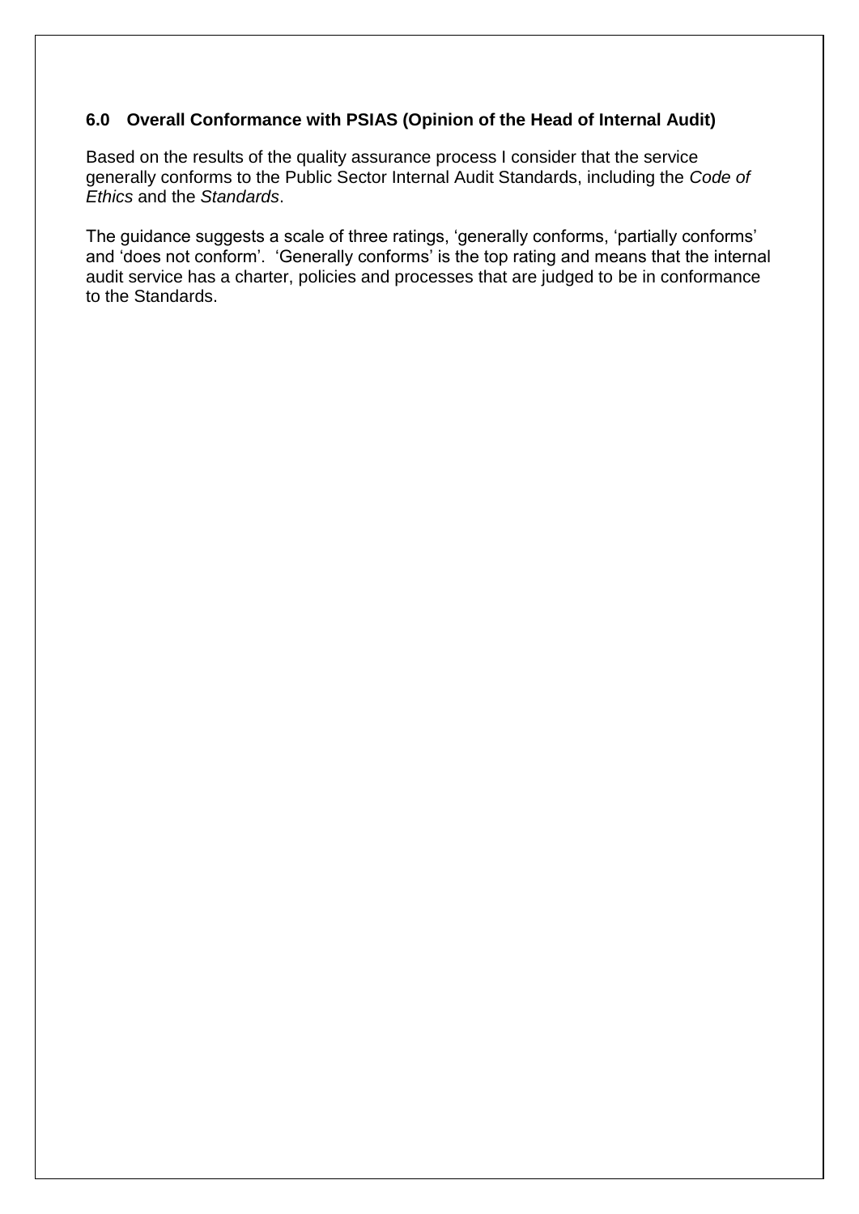## 6.0 Overall Conformance with PSIAS (Opinion of the Head of Internal Audit)

Based on the results of the quality assurance process I consider that the service generally conforms to the Public Sector Internal Audit Standards, including the *Code of Ethics* and the *Standards*.

The guidance suggests a scale of three ratings, 'generally conforms, 'partially conforms' and 'does not conform'. 'Generally conforms' is the top rating and means that the internal audit service has a charter, policies and processes that are judged to be in conformance to the Standards.